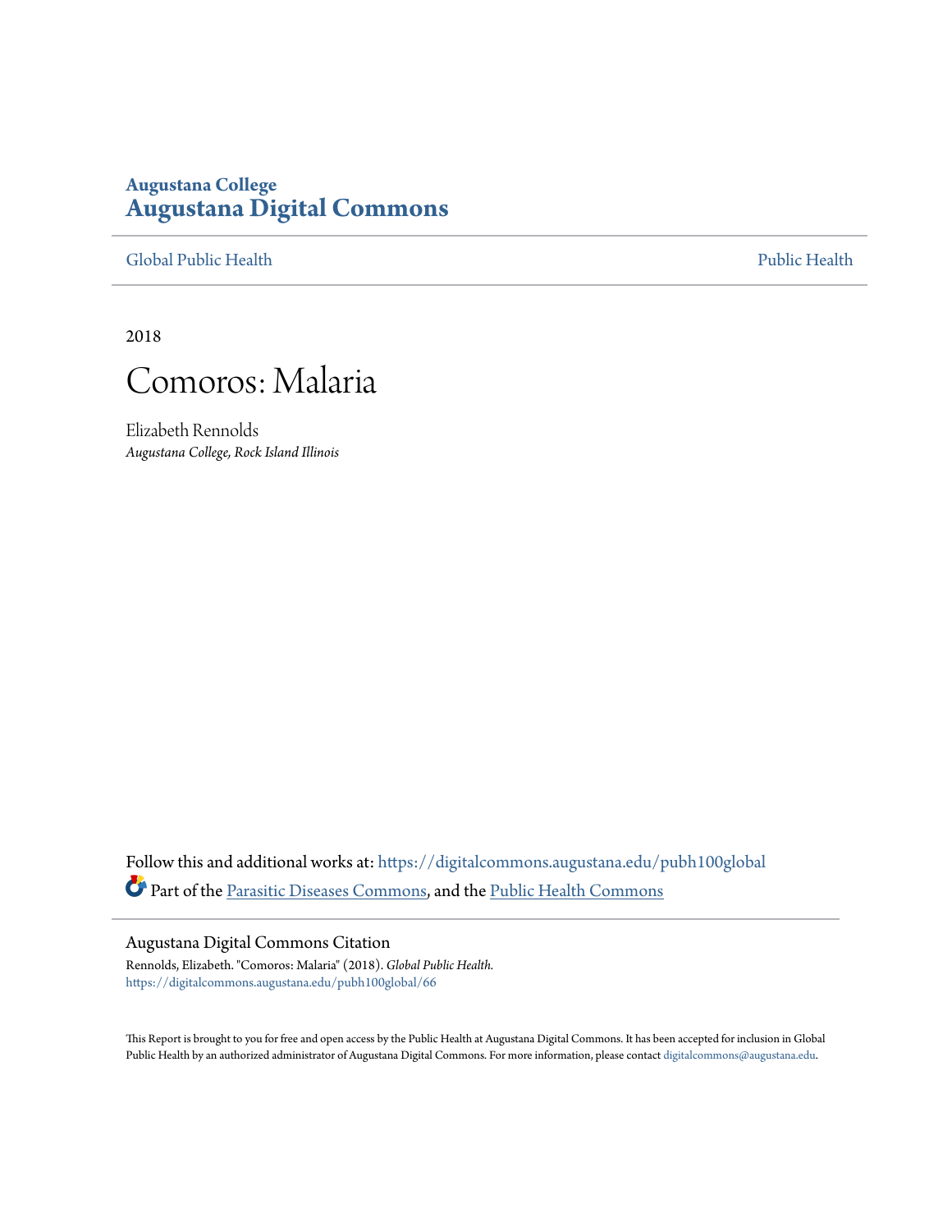Augustana College

# Augustana Digital Commons

Global Public Health

Public Health

2018

# Comoros: Malaria

Elizabeth Rennolds
*Augustana College, Rock Island Illinois*

Follow this and additional works at: https://digitalcommons.augustana.edu/pubh100global

Part of the Parasitic Diseases Commons, and the Public Health Commons

## Augustana Digital Commons Citation

Rennolds, Elizabeth. "Comoros: Malaria" (2018). *Global Public Health.*
https://digitalcommons.augustana.edu/pubh100global/66

This Report is brought to you for free and open access by the Public Health at Augustana Digital Commons. It has been accepted for inclusion in Global Public Health by an authorized administrator of Augustana Digital Commons. For more information, please contact digitalcommons@augustana.edu.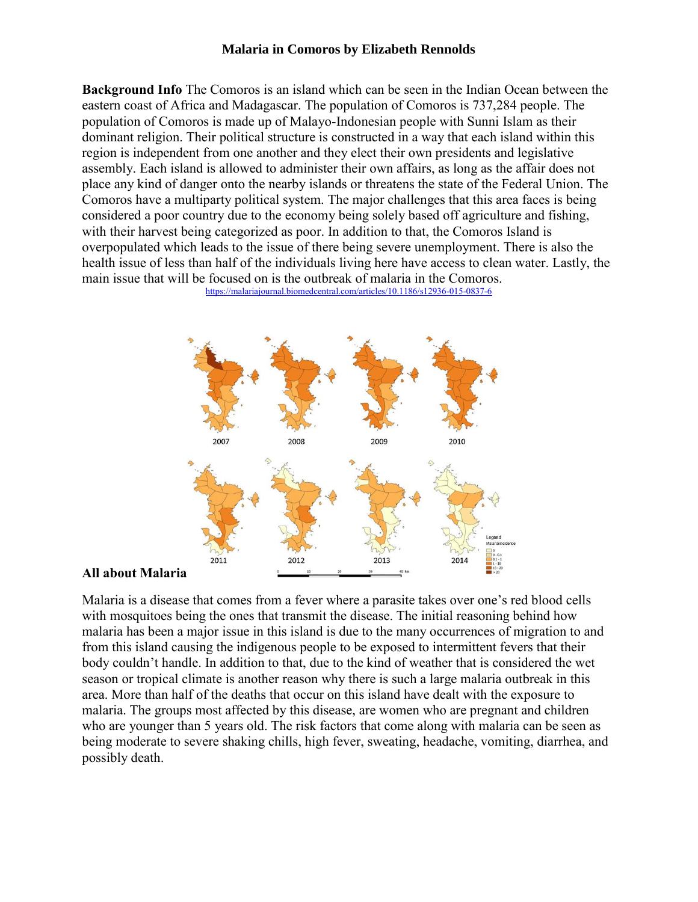**Malaria in Comoros by Elizabeth Rennolds**

**Background Info** The Comoros is an island which can be seen in the Indian Ocean between the eastern coast of Africa and Madagascar. The population of Comoros is 737,284 people. The population of Comoros is made up of Malayo-Indonesian people with Sunni Islam as their dominant religion. Their political structure is constructed in a way that each island within this region is independent from one another and they elect their own presidents and legislative assembly. Each island is allowed to administer their own affairs, as long as the affair does not place any kind of danger onto the nearby islands or threatens the state of the Federal Union. The Comoros have a multiparty political system. The major challenges that this area faces is being considered a poor country due to the economy being solely based off agriculture and fishing, with their harvest being categorized as poor. In addition to that, the Comoros Island is overpopulated which leads to the issue of there being severe unemployment. There is also the health issue of less than half of the individuals living here have access to clean water. Lastly, the main issue that will be focused on is the outbreak of malaria in the Comoros.

https://malariajournal.biomedcentral.com/articles/10.1186/s12936-015-0837-6

**All about Malaria**

Malaria is a disease that comes from a fever where a parasite takes over one's red blood cells with mosquitoes being the ones that transmit the disease. The initial reasoning behind how malaria has been a major issue in this island is due to the many occurrences of migration to and from this island causing the indigenous people to be exposed to intermittent fevers that their body couldn't handle. In addition to that, due to the kind of weather that is considered the wet season or tropical climate is another reason why there is such a large malaria outbreak in this area. More than half of the deaths that occur on this island have dealt with the exposure to malaria. The groups most affected by this disease, are women who are pregnant and children who are younger than 5 years old. The risk factors that come along with malaria can be seen as being moderate to severe shaking chills, high fever, sweating, headache, vomiting, diarrhea, and possibly death.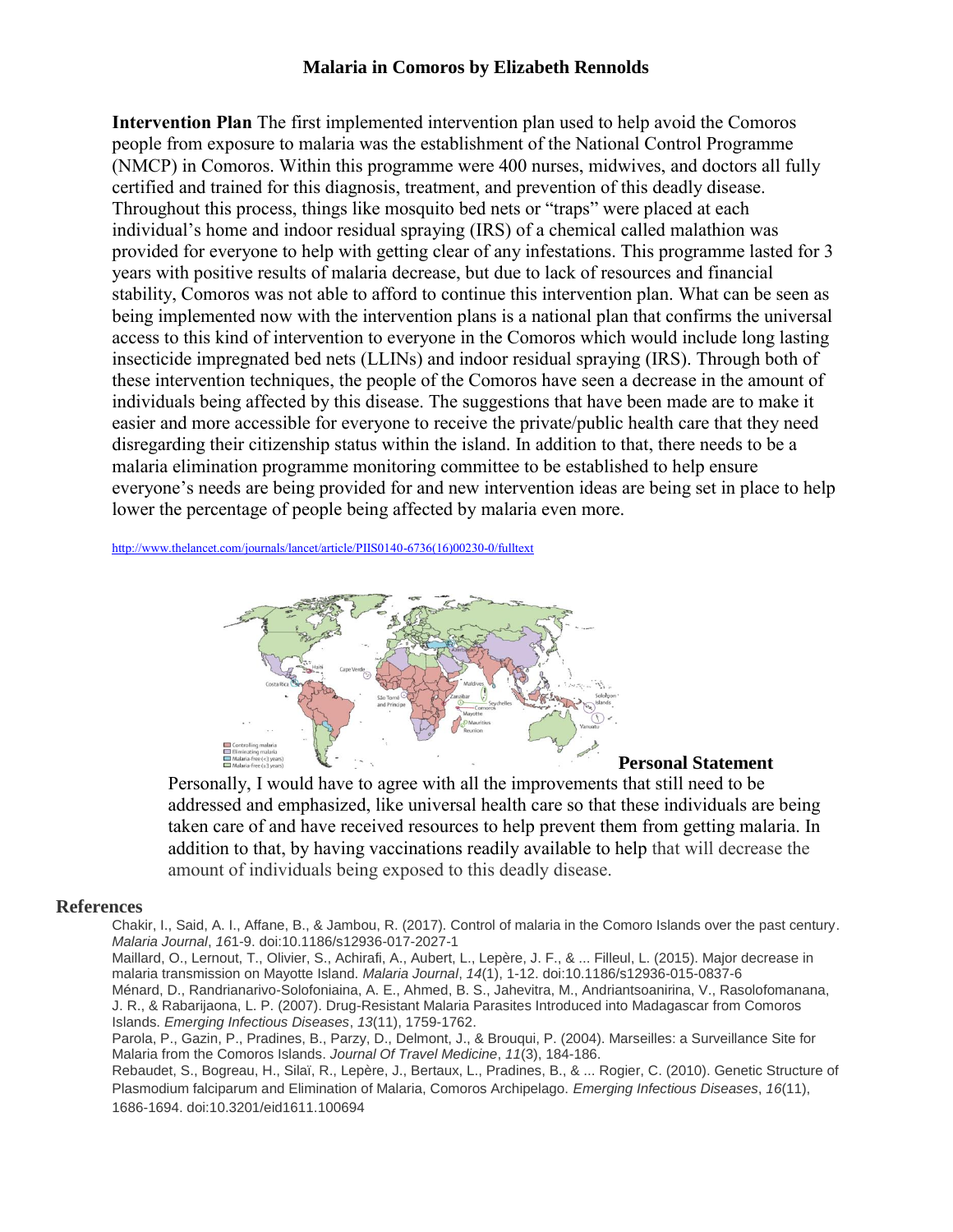# Malaria in Comoros by Elizabeth Rennolds

**Intervention Plan** The first implemented intervention plan used to help avoid the Comoros people from exposure to malaria was the establishment of the National Control Programme (NMCP) in Comoros. Within this programme were 400 nurses, midwives, and doctors all fully certified and trained for this diagnosis, treatment, and prevention of this deadly disease. Throughout this process, things like mosquito bed nets or "traps" were placed at each individual's home and indoor residual spraying (IRS) of a chemical called malathion was provided for everyone to help with getting clear of any infestations. This programme lasted for 3 years with positive results of malaria decrease, but due to lack of resources and financial stability, Comoros was not able to afford to continue this intervention plan. What can be seen as being implemented now with the intervention plans is a national plan that confirms the universal access to this kind of intervention to everyone in the Comoros which would include long lasting insecticide impregnated bed nets (LLINs) and indoor residual spraying (IRS). Through both of these intervention techniques, the people of the Comoros have seen a decrease in the amount of individuals being affected by this disease. The suggestions that have been made are to make it easier and more accessible for everyone to receive the private/public health care that they need disregarding their citizenship status within the island. In addition to that, there needs to be a malaria elimination programme monitoring committee to be established to help ensure everyone's needs are being provided for and new intervention ideas are being set in place to help lower the percentage of people being affected by malaria even more.

http://www.thelancet.com/journals/lancet/article/PIIS0140-6736(16)00230-0/fulltext

**Personal Statement**

Personally, I would have to agree with all the improvements that still need to be addressed and emphasized, like universal health care so that these individuals are being taken care of and have received resources to help prevent them from getting malaria. In addition to that, by having vaccinations readily available to help that will decrease the amount of individuals being exposed to this deadly disease.

## References

Chakir, I., Said, A. I., Affane, B., & Jambou, R. (2017). Control of malaria in the Comoro Islands over the past century. *Malaria Journal*, *16*1-9. doi:10.1186/s12936-017-2027-1

Maillard, O., Lernout, T., Olivier, S., Achirafi, A., Aubert, L., Lepère, J. F., & ... Filleul, L. (2015). Major decrease in malaria transmission on Mayotte Island. *Malaria Journal*, *14*(1), 1-12. doi:10.1186/s12936-015-0837-6

Ménard, D., Randrianarivo-Solofoniaina, A. E., Ahmed, B. S., Jahevitra, M., Andriantsoanirina, V., Rasolofomanana, J. R., & Rabarijaona, L. P. (2007). Drug-Resistant Malaria Parasites Introduced into Madagascar from Comoros Islands. *Emerging Infectious Diseases*, *13*(11), 1759-1762.

Parola, P., Gazin, P., Pradines, B., Parzy, D., Delmont, J., & Brouqui, P. (2004). Marseilles: a Surveillance Site for Malaria from the Comoros Islands. *Journal Of Travel Medicine*, *11*(3), 184-186.

Rebaudet, S., Bogreau, H., Silaï, R., Lepère, J., Bertaux, L., Pradines, B., & ... Rogier, C. (2010). Genetic Structure of Plasmodium falciparum and Elimination of Malaria, Comoros Archipelago. *Emerging Infectious Diseases*, *16*(11), 1686-1694. doi:10.3201/eid1611.100694